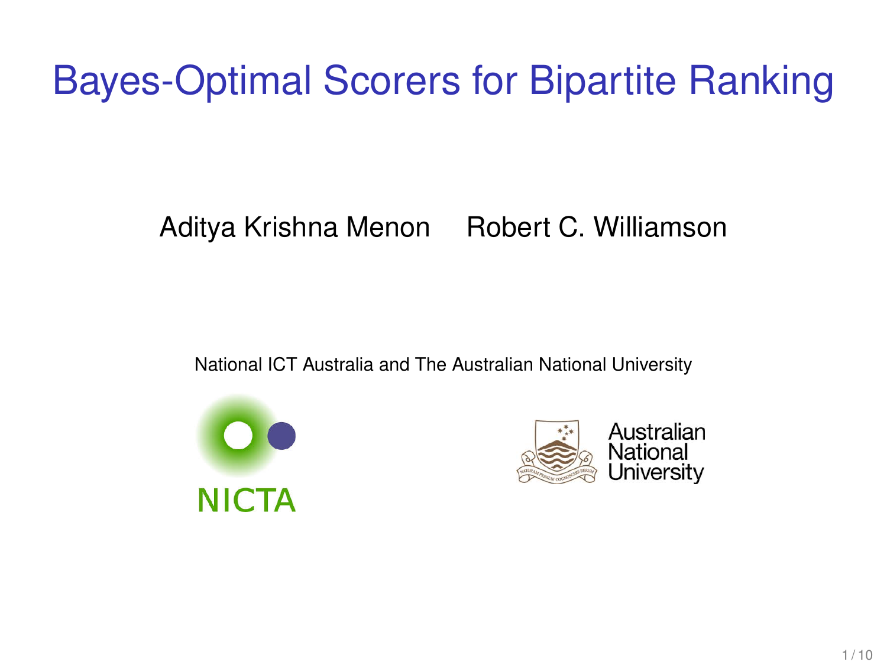# Bayes-Optimal Scorers for Bipartite Ranking

Aditya Krishna Menon  Robert C. Williamson

National ICT Australia and The Australian National University

NICTA

Australian National University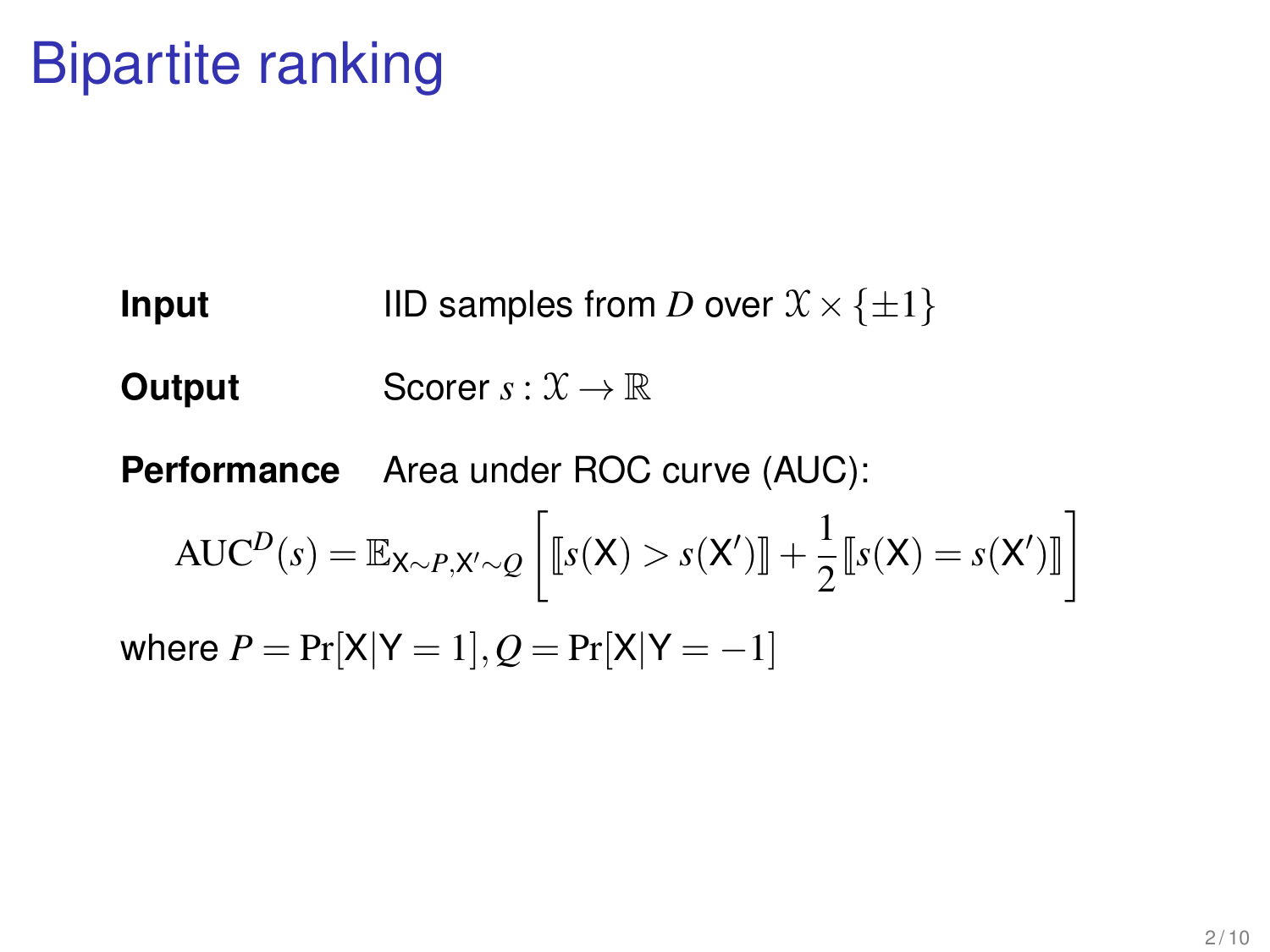# Bipartite ranking

**Input** IID samples from $D$ over $\mathcal{X} \times \{\pm 1\}$

**Output** Scorer $s : \mathcal{X} \to \mathbb{R}$

**Performance** Area under ROC curve (AUC):

$$\mathrm{AUC}^D(s) = \mathbb{E}_{\mathsf{X} \sim P, \mathsf{X}' \sim Q} \left[ [\![ s(\mathsf{X}) > s(\mathsf{X}') ]\!] + \frac{1}{2} [\![ s(\mathsf{X}) = s(\mathsf{X}') ]\!] \right]$$

where $P = \Pr[\mathsf{X} | \mathsf{Y} = 1], Q = \Pr[\mathsf{X} | \mathsf{Y} = -1]$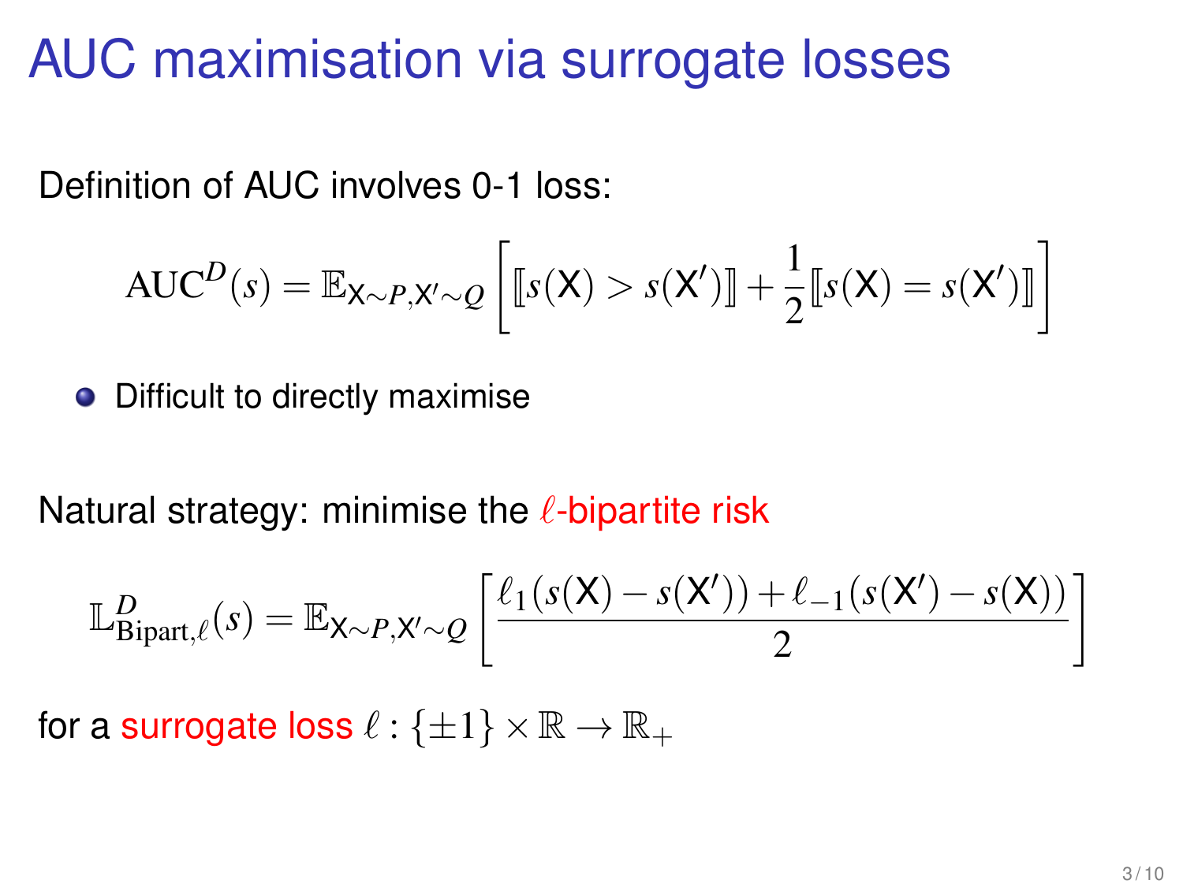# AUC maximisation via surrogate losses

Definition of AUC involves 0-1 loss:

$$\mathrm{AUC}^D(s) = \mathbb{E}_{\mathsf{X} \sim P, \mathsf{X}' \sim Q}\left[ [\![ s(\mathsf{X}) > s(\mathsf{X}') ]\!] + \frac{1}{2} [\![ s(\mathsf{X}) = s(\mathsf{X}') ]\!] \right]$$

- Difficult to directly maximise

Natural strategy: minimise the $\ell$-bipartite risk

$$\mathbb{L}^D_{\mathrm{Bipart},\ell}(s) = \mathbb{E}_{\mathsf{X} \sim P, \mathsf{X}' \sim Q}\left[ \frac{\ell_1(s(\mathsf{X}) - s(\mathsf{X}')) + \ell_{-1}(s(\mathsf{X}') - s(\mathsf{X}))}{2} \right]$$

for a surrogate loss $\ell : \{\pm 1\} \times \mathbb{R} \to \mathbb{R}_+$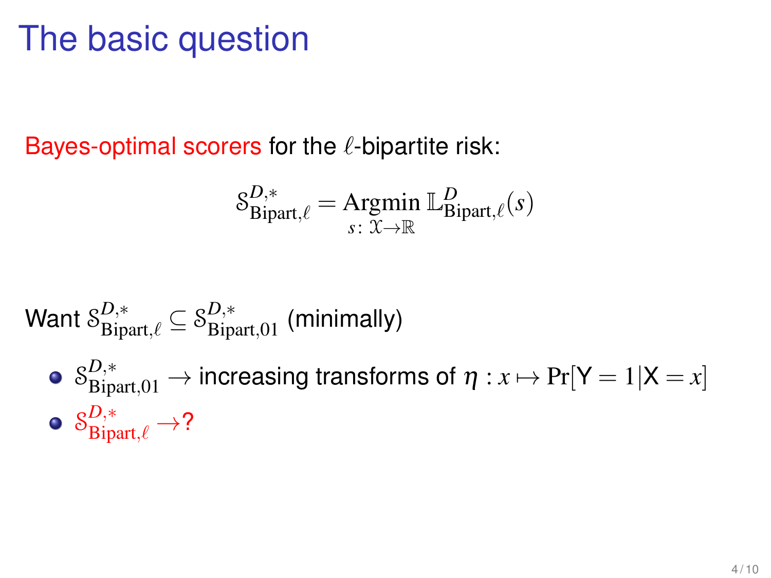# The basic question

Bayes-optimal scorers for the $\ell$-bipartite risk:

$$\mathcal{S}^{D,*}_{\mathrm{Bipart},\ell} = \operatorname*{Argmin}_{s \colon \mathcal{X} \to \mathbb{R}} \mathbb{L}^{D}_{\mathrm{Bipart},\ell}(s)$$

Want $\mathcal{S}^{D,*}_{\mathrm{Bipart},\ell} \subseteq \mathcal{S}^{D,*}_{\mathrm{Bipart},01}$ (minimally)

- $\mathcal{S}^{D,*}_{\mathrm{Bipart},01} \to$ increasing transforms of $\eta : x \mapsto \Pr[\mathsf{Y} = 1 | \mathsf{X} = x]$
- $\mathcal{S}^{D,*}_{\mathrm{Bipart},\ell} \to$?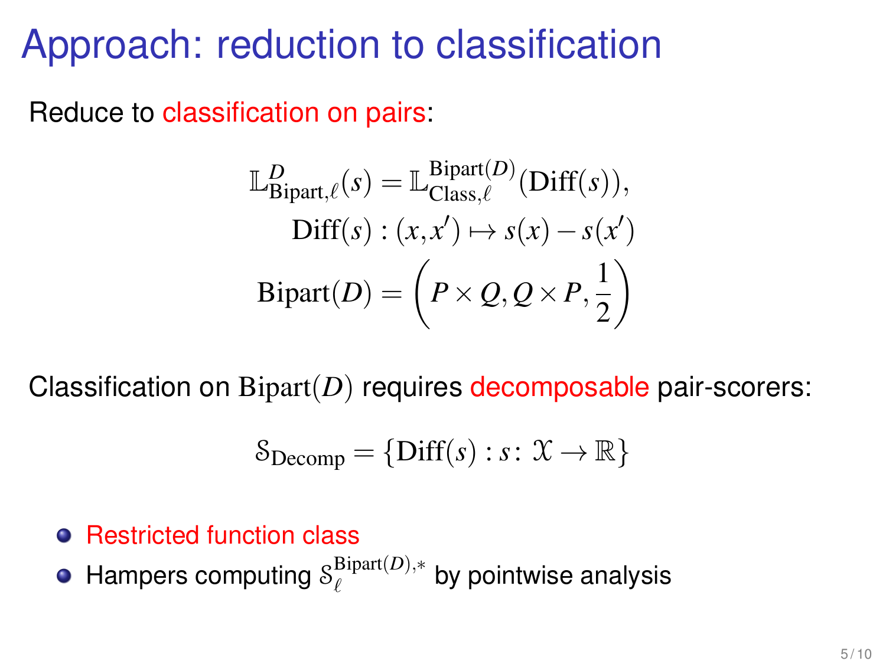# Approach: reduction to classification

Reduce to classification on pairs:

$$\mathbb{L}^{D}_{\text{Bipart},\ell}(s) = \mathbb{L}^{\text{Bipart}(D)}_{\text{Class},\ell}(\text{Diff}(s)),$$

$$\text{Diff}(s) : (x, x') \mapsto s(x) - s(x')$$

$$\text{Bipart}(D) = \left(P \times Q, Q \times P, \frac{1}{2}\right)$$

Classification on $\text{Bipart}(D)$ requires decomposable pair-scorers:

$$\mathcal{S}_{\text{Decomp}} = \{\text{Diff}(s) : s \colon \mathcal{X} \to \mathbb{R}\}$$

- Restricted function class
- Hampers computing $\mathcal{S}^{\text{Bipart}(D),*}_{\ell}$ by pointwise analysis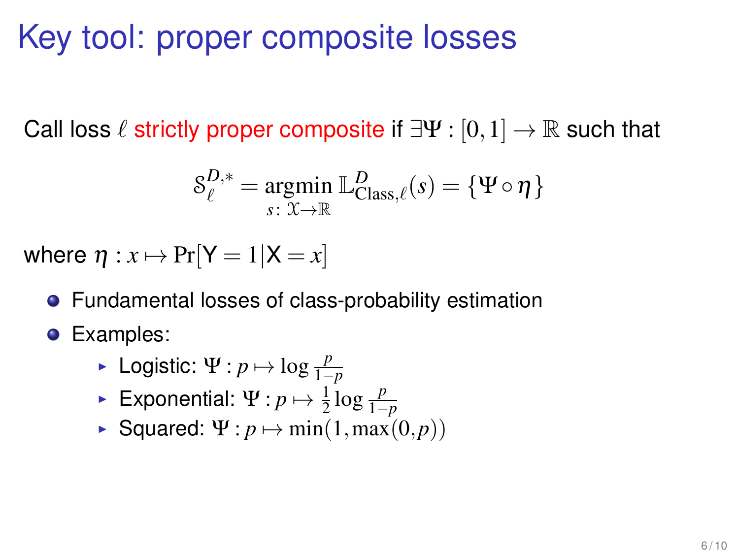# Key tool: proper composite losses

Call loss $\ell$ strictly proper composite if $\exists \Psi : [0,1] \to \mathbb{R}$ such that

$$\mathcal{S}_{\ell}^{D,*} = \underset{s \colon \mathcal{X} \to \mathbb{R}}{\operatorname{argmin}} \, \mathbb{L}_{\text{Class},\ell}^{D}(s) = \{\Psi \circ \eta\}$$

where $\eta : x \mapsto \Pr[\mathsf{Y} = 1 | \mathsf{X} = x]$

- Fundamental losses of class-probability estimation
- Examples:
  - Logistic: $\Psi : p \mapsto \log \frac{p}{1-p}$
  - Exponential: $\Psi : p \mapsto \frac{1}{2} \log \frac{p}{1-p}$
  - Squared: $\Psi : p \mapsto \min(1, \max(0, p))$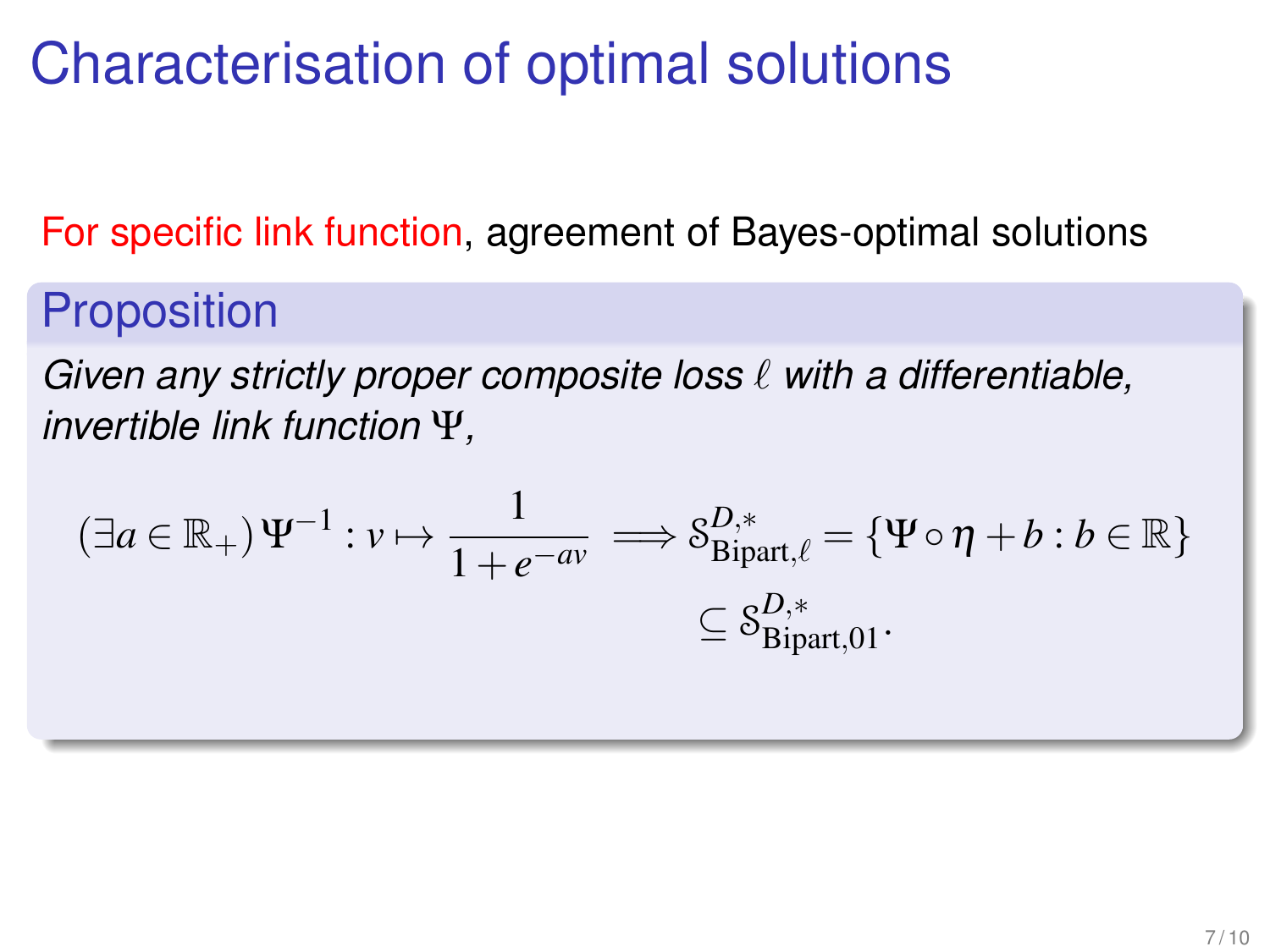# Characterisation of optimal solutions

For specific link function, agreement of Bayes-optimal solutions

## Proposition

*Given any strictly proper composite loss $\ell$ with a differentiable, invertible link function $\Psi$,*

$$
(\exists a \in \mathbb{R}_+)\, \Psi^{-1} : v \mapsto \frac{1}{1+e^{-av}} \implies \mathcal{S}^{D,*}_{\text{Bipart},\ell} = \{\Psi \circ \eta + b : b \in \mathbb{R}\} \subseteq \mathcal{S}^{D,*}_{\text{Bipart},01}.
$$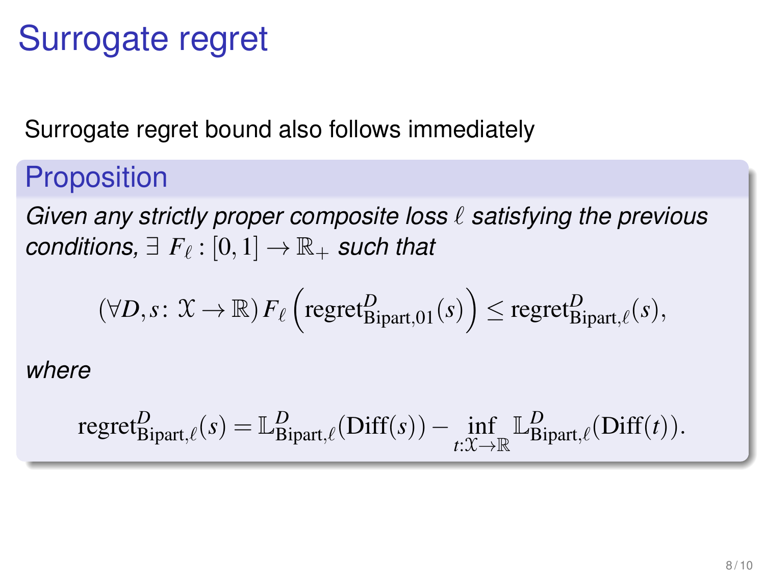# Surrogate regret

Surrogate regret bound also follows immediately

## Proposition

*Given any strictly proper composite loss $\ell$ satisfying the previous conditions, $\exists\ F_\ell : [0,1] \to \mathbb{R}_+$ such that*

$$(\forall D, s\colon \mathcal{X} \to \mathbb{R})\, F_\ell \left( \text{regret}^{D}_{\text{Bipart},01}(s) \right) \leq \text{regret}^{D}_{\text{Bipart},\ell}(s),$$

*where*

$$\text{regret}^{D}_{\text{Bipart},\ell}(s) = \mathbb{L}^{D}_{\text{Bipart},\ell}(\text{Diff}(s)) - \inf_{t:\mathcal{X}\to\mathbb{R}} \mathbb{L}^{D}_{\text{Bipart},\ell}(\text{Diff}(t)).$$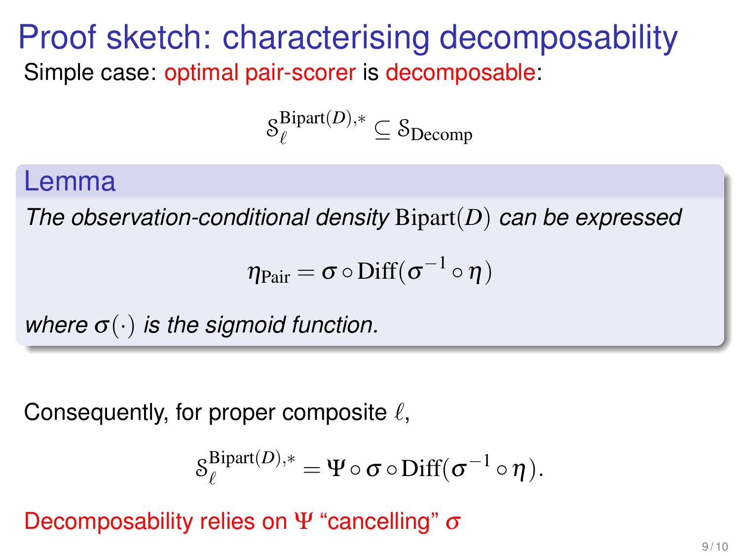# Proof sketch: characterising decomposability

Simple case: optimal pair-scorer is decomposable:

$$\mathcal{S}_{\ell}^{\mathrm{Bipart}(D),*} \subseteq \mathcal{S}_{\mathrm{Decomp}}$$

**Lemma**

*The observation-conditional density* $\mathrm{Bipart}(D)$ *can be expressed*

$$\eta_{\mathrm{Pair}} = \sigma \circ \mathrm{Diff}(\sigma^{-1} \circ \eta)$$

*where* $\sigma(\cdot)$ *is the sigmoid function.*

Consequently, for proper composite $\ell$,

$$\mathcal{S}_{\ell}^{\mathrm{Bipart}(D),*} = \Psi \circ \sigma \circ \mathrm{Diff}(\sigma^{-1} \circ \eta).$$

Decomposability relies on $\Psi$ "cancelling" $\sigma$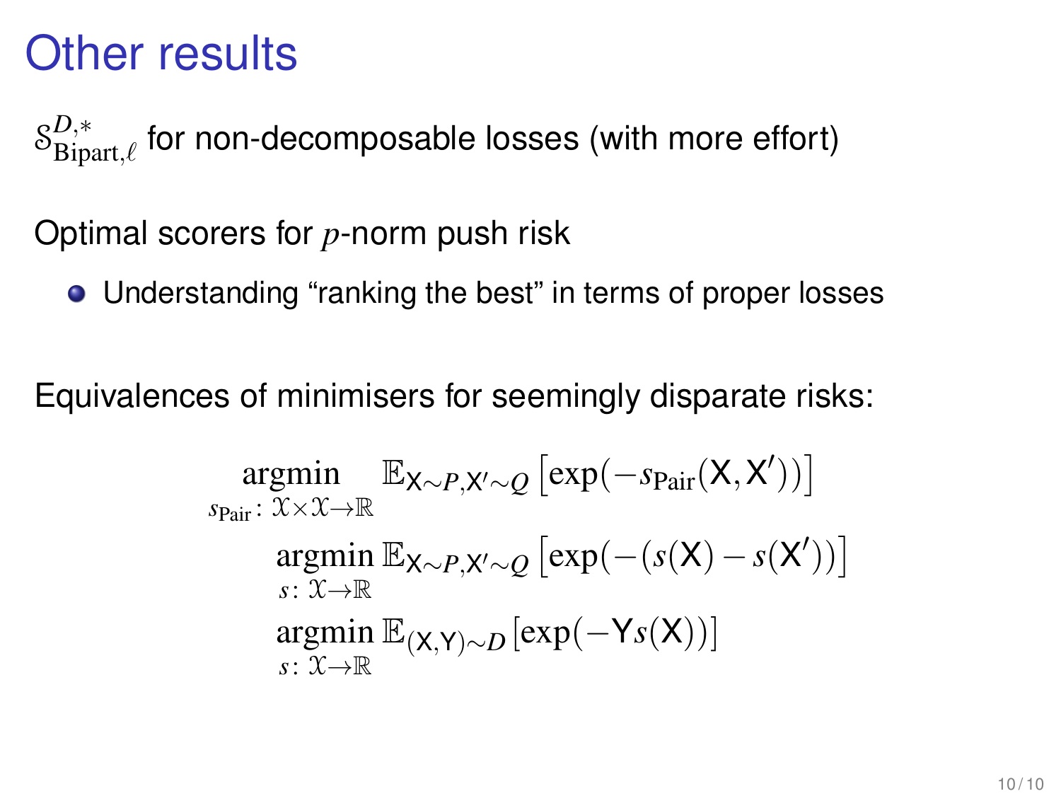# Other results

$\mathcal{S}^{D,*}_{\text{Bipart},\ell}$ for non-decomposable losses (with more effort)

Optimal scorers for $p$-norm push risk

- Understanding "ranking the best" in terms of proper losses

Equivalences of minimisers for seemingly disparate risks:

$$
\begin{aligned}
&\underset{s_{\text{Pair}}\colon \mathcal{X}\times\mathcal{X}\to\mathbb{R}}{\operatorname{argmin}} \; \mathbb{E}_{\mathsf{X}\sim P,\mathsf{X}'\sim Q}\left[\exp(-s_{\text{Pair}}(\mathsf{X},\mathsf{X}'))\right] \\
&\underset{s\colon \mathcal{X}\to\mathbb{R}}{\operatorname{argmin}} \; \mathbb{E}_{\mathsf{X}\sim P,\mathsf{X}'\sim Q}\left[\exp(-(s(\mathsf{X})-s(\mathsf{X}'))\right] \\
&\underset{s\colon \mathcal{X}\to\mathbb{R}}{\operatorname{argmin}} \; \mathbb{E}_{(\mathsf{X},\mathsf{Y})\sim D}\left[\exp(-\mathsf{Y}s(\mathsf{X}))\right]
\end{aligned}
$$